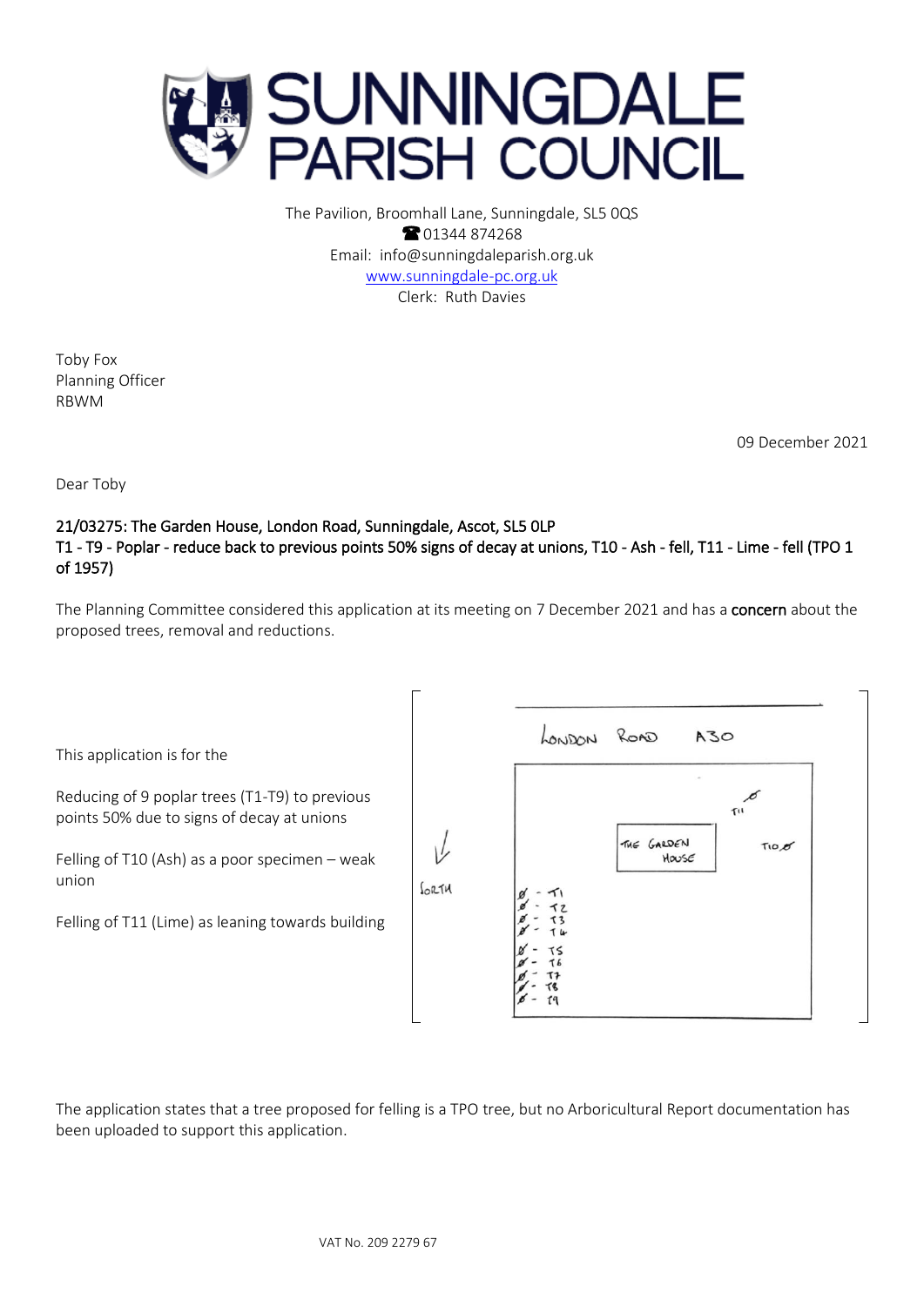# SUNNINGDALE PARISH COUNCIL

The Pavilion, Broomhall Lane, Sunningdale, SL5 0QS
☎ 01344 874268
Email: info@sunningdaleparish.org.uk
www.sunningdale-pc.org.uk
Clerk: Ruth Davies

Toby Fox
Planning Officer
RBWM

09 December 2021

Dear Toby

**21/03275: The Garden House, London Road, Sunningdale, Ascot, SL5 0LP**
**T1 - T9 - Poplar - reduce back to previous points 50% signs of decay at unions, T10 - Ash - fell, T11 - Lime - fell (TPO 1 of 1957)**

The Planning Committee considered this application at its meeting on 7 December 2021 and has a **concern** about the proposed trees, removal and reductions.

This application is for the

Reducing of 9 poplar trees (T1-T9) to previous points 50% due to signs of decay at unions

Felling of T10 (Ash) as a poor specimen – weak union

Felling of T11 (Lime) as leaning towards building

LONDON ROAD A30

THE GARDEN HOUSE

T1, T2, T3, T4, T5, T6, T7, T8, T9, T10, T11

NORTH

The application states that a tree proposed for felling is a TPO tree, but no Arboricultural Report documentation has been uploaded to support this application.

VAT No. 209 2279 67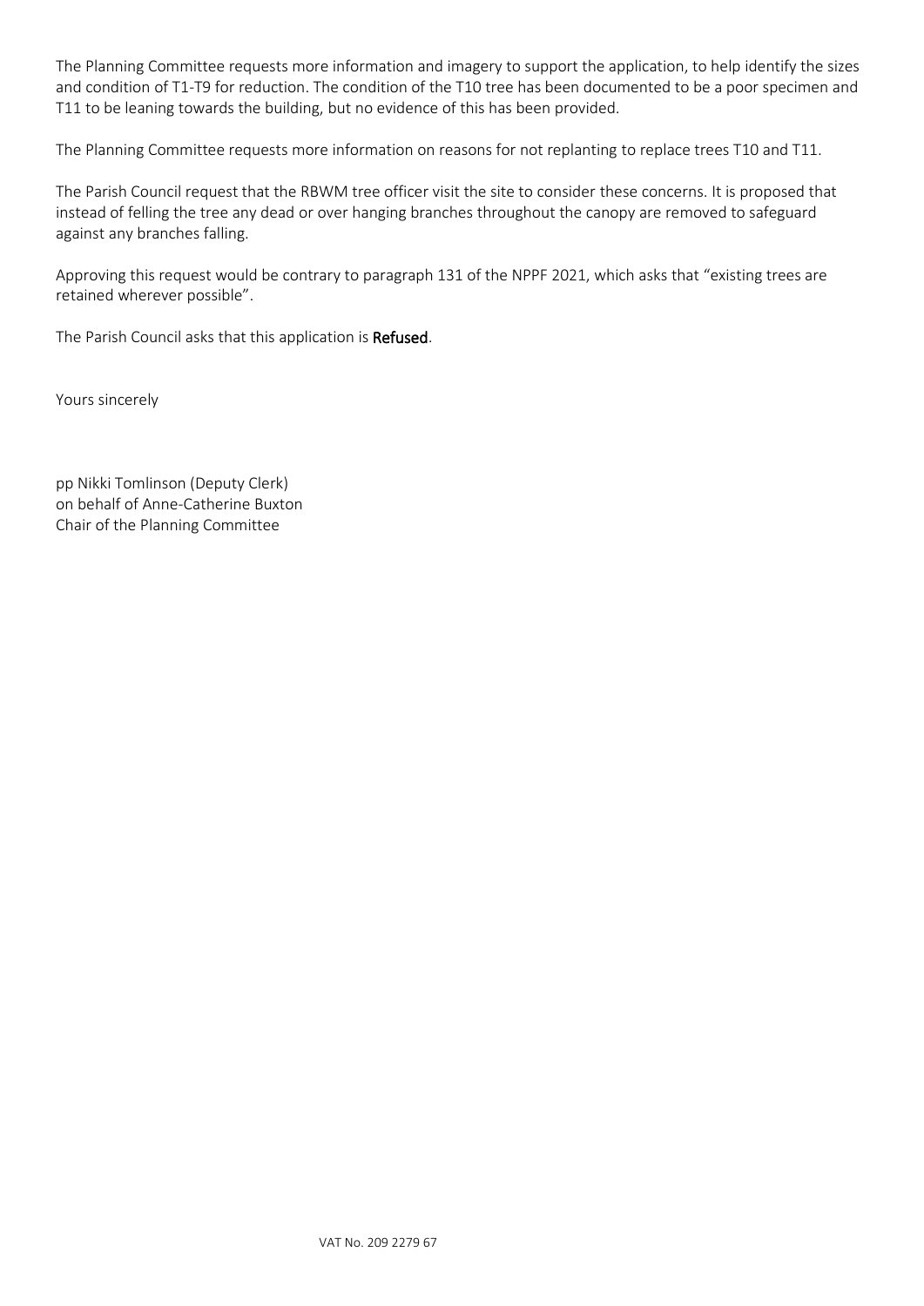The Planning Committee requests more information and imagery to support the application, to help identify the sizes and condition of T1-T9 for reduction. The condition of the T10 tree has been documented to be a poor specimen and T11 to be leaning towards the building, but no evidence of this has been provided.

The Planning Committee requests more information on reasons for not replanting to replace trees T10 and T11.

The Parish Council request that the RBWM tree officer visit the site to consider these concerns. It is proposed that instead of felling the tree any dead or over hanging branches throughout the canopy are removed to safeguard against any branches falling.

Approving this request would be contrary to paragraph 131 of the NPPF 2021, which asks that "existing trees are retained wherever possible".

The Parish Council asks that this application is **Refused**.

Yours sincerely

pp Nikki Tomlinson (Deputy Clerk)
on behalf of Anne-Catherine Buxton
Chair of the Planning Committee

VAT No. 209 2279 67